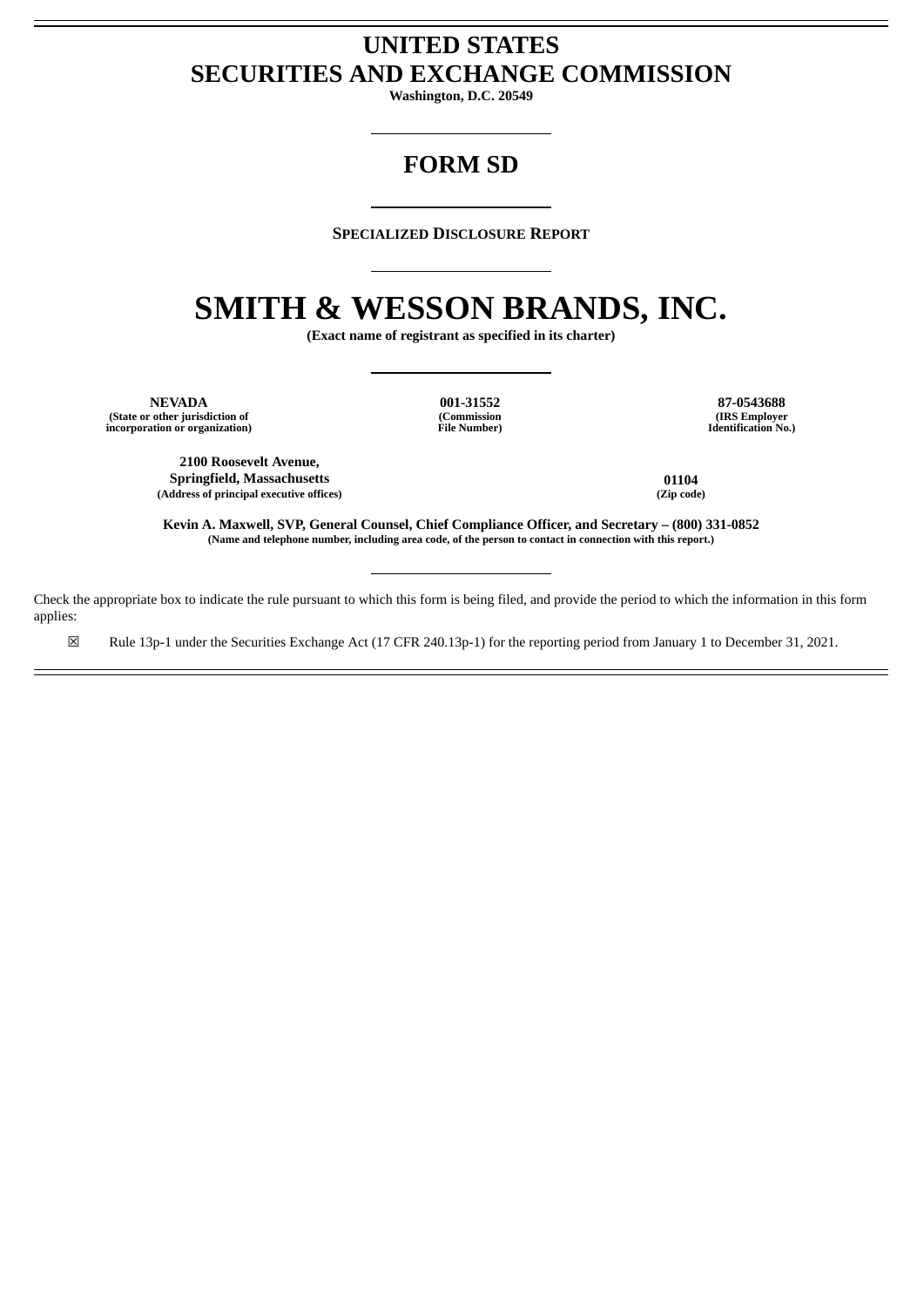# UNITED STATES
# SECURITIES AND EXCHANGE COMMISSION

**Washington, D.C. 20549**

---

# FORM SD

---

**SPECIALIZED DISCLOSURE REPORT**

---

# SMITH & WESSON BRANDS, INC.

**(Exact name of registrant as specified in its charter)**

---

| **NEVADA** | **001-31552** | **87-0543688** |
|---|---|---|
| **(State or other jurisdiction of incorporation or organization)** | **(Commission File Number)** | **(IRS Employer Identification No.)** |

| **2100 Roosevelt Avenue, Springfield, Massachusetts** | **01104** |
|---|---|
| **(Address of principal executive offices)** | **(Zip code)** |

**Kevin A. Maxwell, SVP, General Counsel, Chief Compliance Officer, and Secretary – (800) 331-0852**
**(Name and telephone number, including area code, of the person to contact in connection with this report.)**

---

Check the appropriate box to indicate the rule pursuant to which this form is being filed, and provide the period to which the information in this form applies:

☒ Rule 13p-1 under the Securities Exchange Act (17 CFR 240.13p-1) for the reporting period from January 1 to December 31, 2021.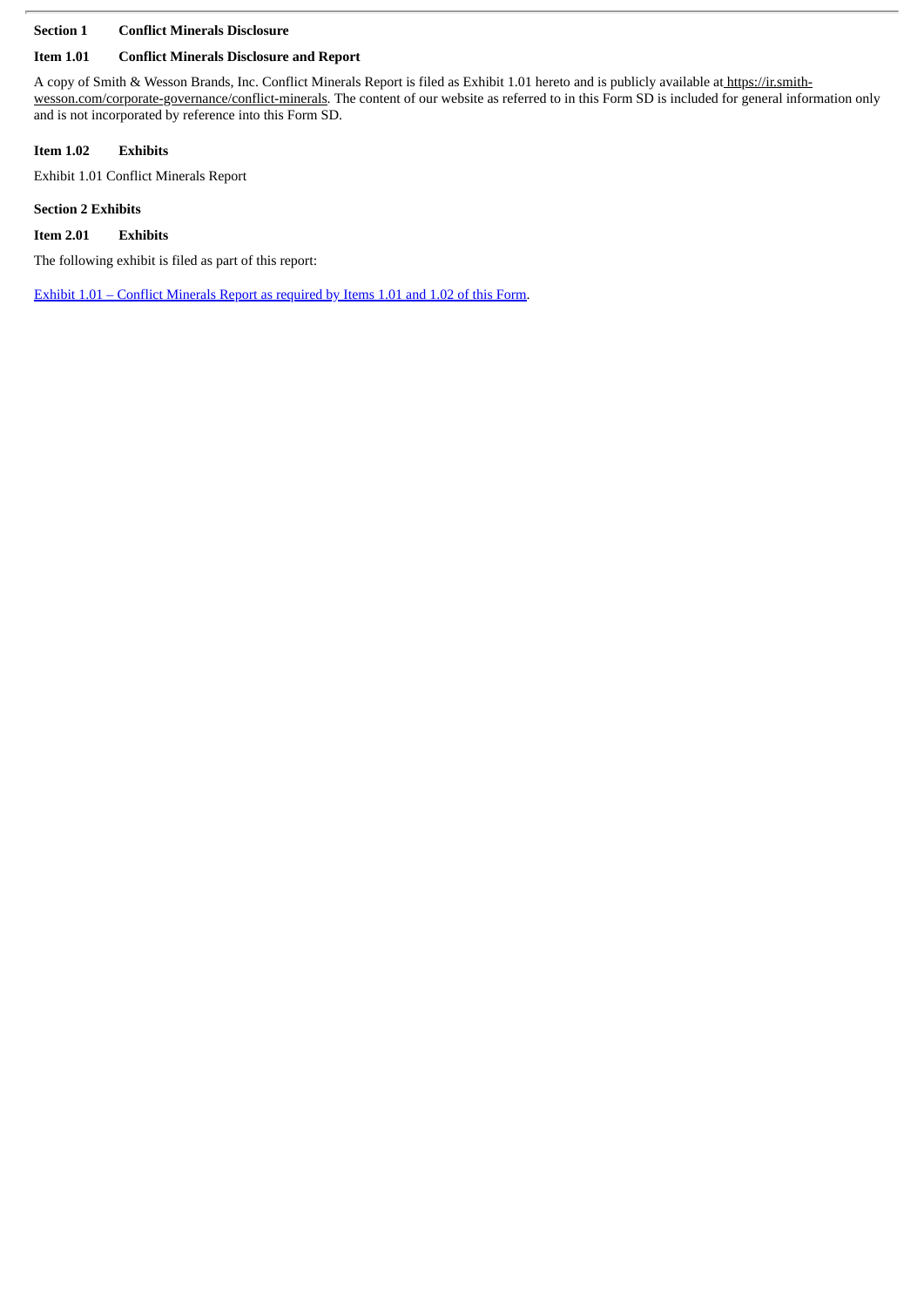**Section 1 Conflict Minerals Disclosure**

**Item 1.01 Conflict Minerals Disclosure and Report**

A copy of Smith & Wesson Brands, Inc. Conflict Minerals Report is filed as Exhibit 1.01 hereto and is publicly available at https://ir.smith-wesson.com/corporate-governance/conflict-minerals. The content of our website as referred to in this Form SD is included for general information only and is not incorporated by reference into this Form SD.

**Item 1.02 Exhibits**

Exhibit 1.01 Conflict Minerals Report

**Section 2 Exhibits**

**Item 2.01 Exhibits**

The following exhibit is filed as part of this report:

Exhibit 1.01 – Conflict Minerals Report as required by Items 1.01 and 1.02 of this Form.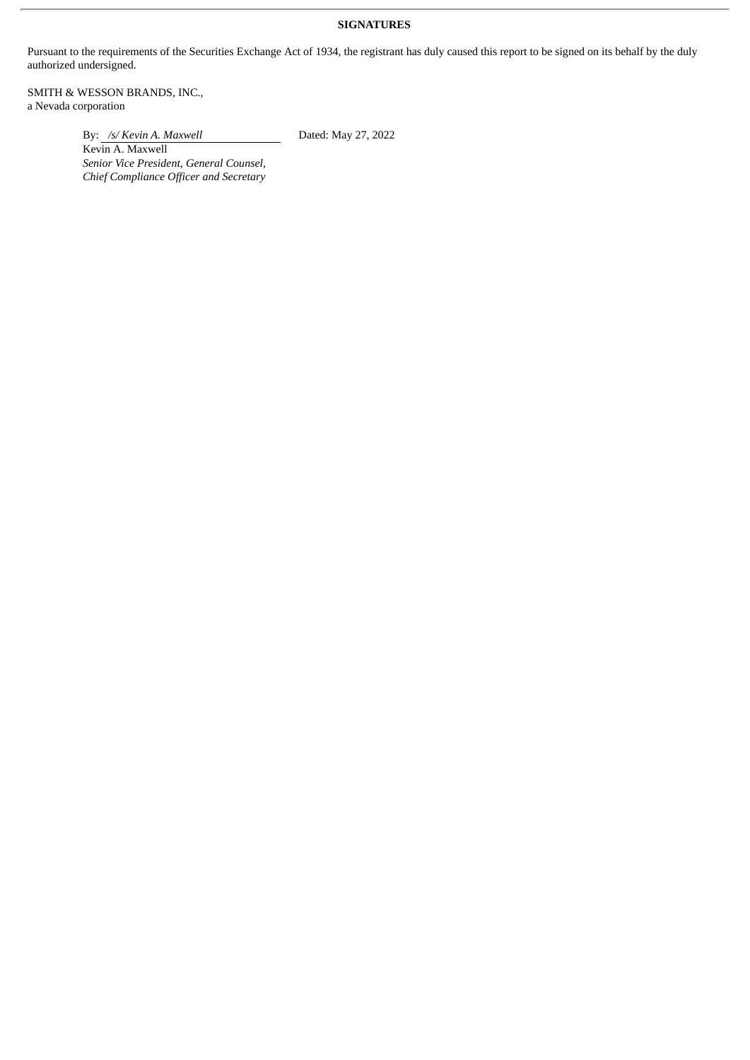**SIGNATURES**

Pursuant to the requirements of the Securities Exchange Act of 1934, the registrant has duly caused this report to be signed on its behalf by the duly authorized undersigned.

SMITH & WESSON BRANDS, INC.,
a Nevada corporation

By: *[/s/ Kevin A. Maxwell]*
Kevin A. Maxwell
*Senior Vice President, General Counsel, Chief Compliance Officer and Secretary*

Dated: May 27, 2022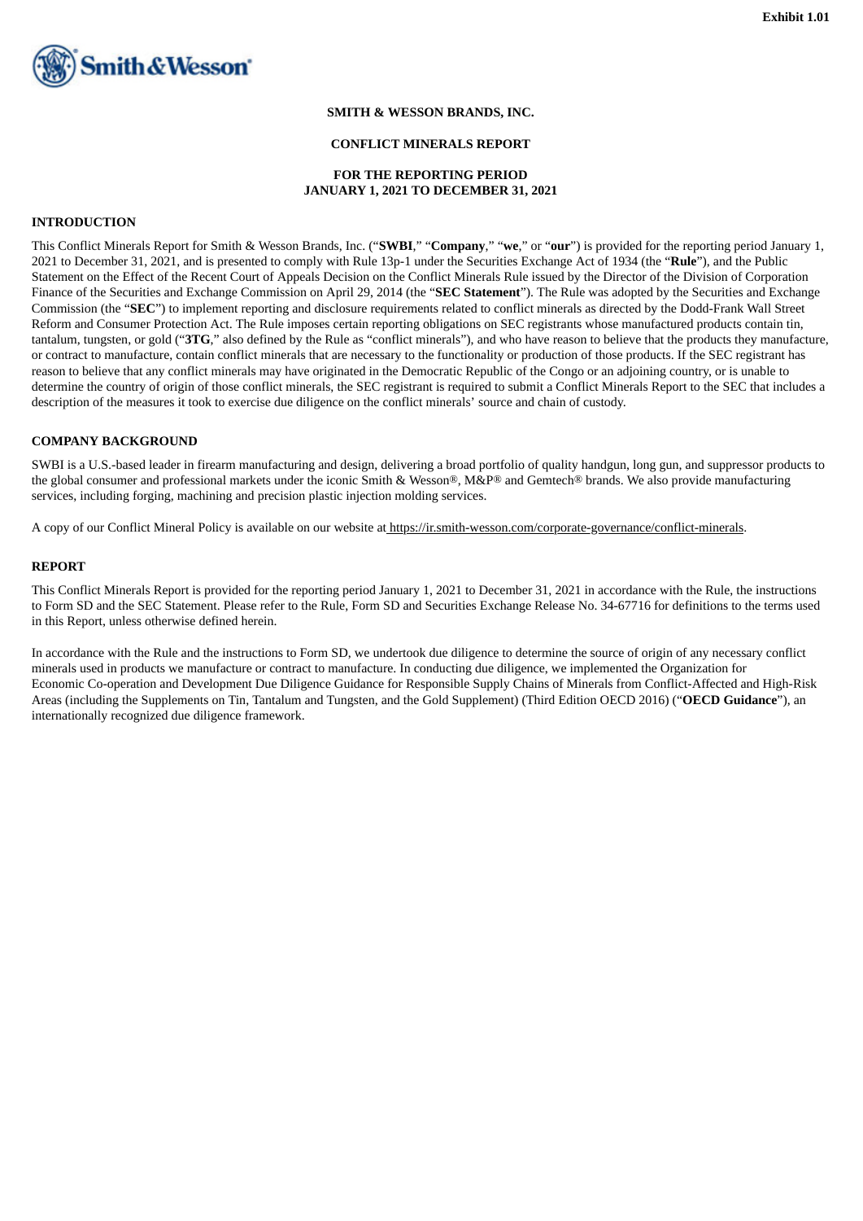Exhibit 1.01

**SMITH & WESSON BRANDS, INC.**

**CONFLICT MINERALS REPORT**

**FOR THE REPORTING PERIOD**
**JANUARY 1, 2021 TO DECEMBER 31, 2021**

## INTRODUCTION

This Conflict Minerals Report for Smith & Wesson Brands, Inc. ("**SWBI**," "**Company**," "**we**," or "**our**") is provided for the reporting period January 1, 2021 to December 31, 2021, and is presented to comply with Rule 13p-1 under the Securities Exchange Act of 1934 (the "**Rule**"), and the Public Statement on the Effect of the Recent Court of Appeals Decision on the Conflict Minerals Rule issued by the Director of the Division of Corporation Finance of the Securities and Exchange Commission on April 29, 2014 (the "**SEC Statement**"). The Rule was adopted by the Securities and Exchange Commission (the "**SEC**") to implement reporting and disclosure requirements related to conflict minerals as directed by the Dodd-Frank Wall Street Reform and Consumer Protection Act. The Rule imposes certain reporting obligations on SEC registrants whose manufactured products contain tin, tantalum, tungsten, or gold ("**3TG**," also defined by the Rule as "conflict minerals"), and who have reason to believe that the products they manufacture, or contract to manufacture, contain conflict minerals that are necessary to the functionality or production of those products. If the SEC registrant has reason to believe that any conflict minerals may have originated in the Democratic Republic of the Congo or an adjoining country, or is unable to determine the country of origin of those conflict minerals, the SEC registrant is required to submit a Conflict Minerals Report to the SEC that includes a description of the measures it took to exercise due diligence on the conflict minerals' source and chain of custody.

## COMPANY BACKGROUND

SWBI is a U.S.-based leader in firearm manufacturing and design, delivering a broad portfolio of quality handgun, long gun, and suppressor products to the global consumer and professional markets under the iconic Smith & Wesson®, M&P® and Gemtech® brands. We also provide manufacturing services, including forging, machining and precision plastic injection molding services.

A copy of our Conflict Mineral Policy is available on our website at https://ir.smith-wesson.com/corporate-governance/conflict-minerals.

## REPORT

This Conflict Minerals Report is provided for the reporting period January 1, 2021 to December 31, 2021 in accordance with the Rule, the instructions to Form SD and the SEC Statement. Please refer to the Rule, Form SD and Securities Exchange Release No. 34-67716 for definitions to the terms used in this Report, unless otherwise defined herein.

In accordance with the Rule and the instructions to Form SD, we undertook due diligence to determine the source of origin of any necessary conflict minerals used in products we manufacture or contract to manufacture. In conducting due diligence, we implemented the Organization for Economic Co-operation and Development Due Diligence Guidance for Responsible Supply Chains of Minerals from Conflict-Affected and High-Risk Areas (including the Supplements on Tin, Tantalum and Tungsten, and the Gold Supplement) (Third Edition OECD 2016) ("**OECD Guidance**"), an internationally recognized due diligence framework.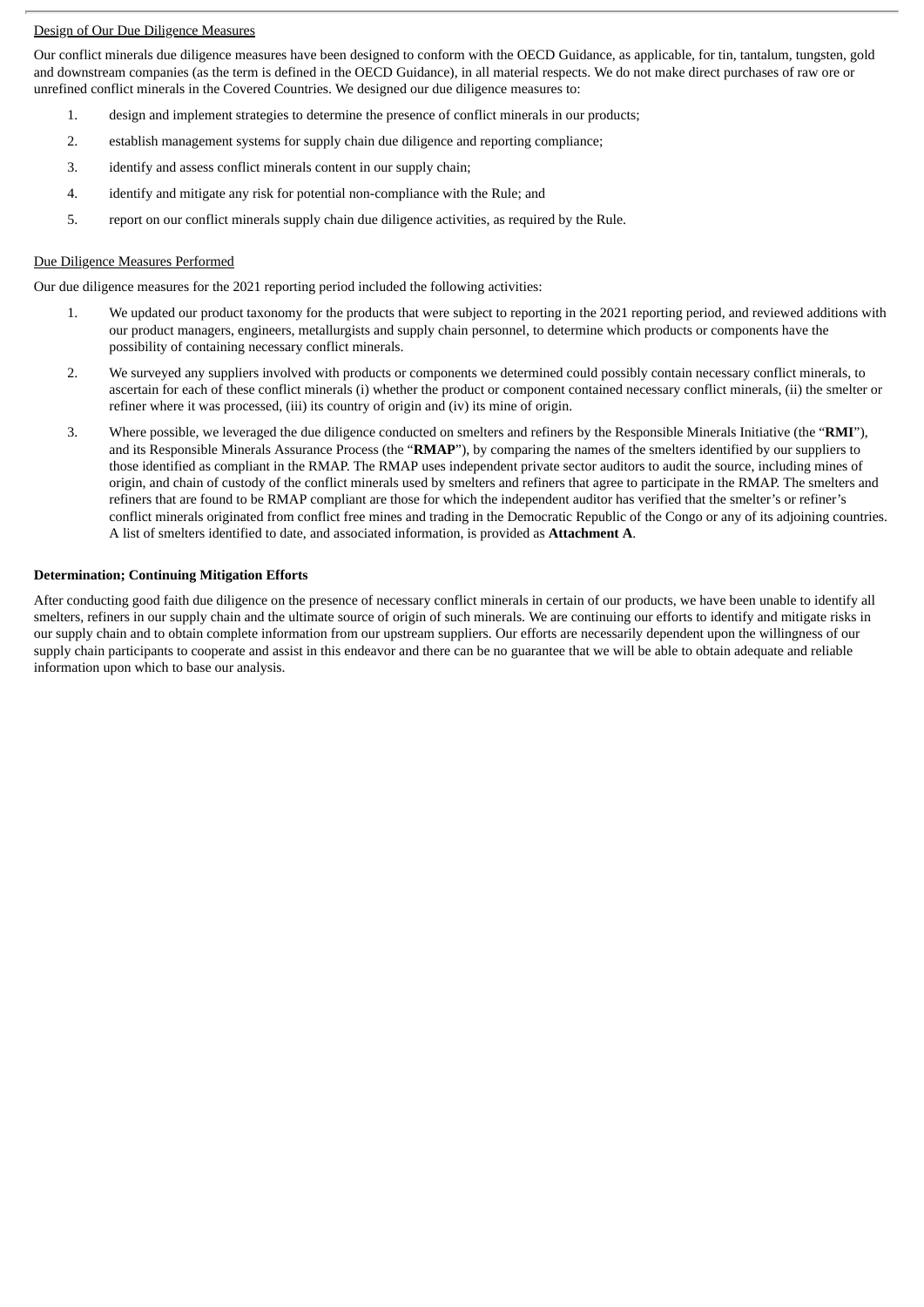<u>Design of Our Due Diligence Measures</u>

Our conflict minerals due diligence measures have been designed to conform with the OECD Guidance, as applicable, for tin, tantalum, tungsten, gold and downstream companies (as the term is defined in the OECD Guidance), in all material respects. We do not make direct purchases of raw ore or unrefined conflict minerals in the Covered Countries. We designed our due diligence measures to:

1. design and implement strategies to determine the presence of conflict minerals in our products;
2. establish management systems for supply chain due diligence and reporting compliance;
3. identify and assess conflict minerals content in our supply chain;
4. identify and mitigate any risk for potential non-compliance with the Rule; and
5. report on our conflict minerals supply chain due diligence activities, as required by the Rule.

<u>Due Diligence Measures Performed</u>

Our due diligence measures for the 2021 reporting period included the following activities:

1. We updated our product taxonomy for the products that were subject to reporting in the 2021 reporting period, and reviewed additions with our product managers, engineers, metallurgists and supply chain personnel, to determine which products or components have the possibility of containing necessary conflict minerals.
2. We surveyed any suppliers involved with products or components we determined could possibly contain necessary conflict minerals, to ascertain for each of these conflict minerals (i) whether the product or component contained necessary conflict minerals, (ii) the smelter or refiner where it was processed, (iii) its country of origin and (iv) its mine of origin.
3. Where possible, we leveraged the due diligence conducted on smelters and refiners by the Responsible Minerals Initiative (the "**RMI**"), and its Responsible Minerals Assurance Process (the "**RMAP**"), by comparing the names of the smelters identified by our suppliers to those identified as compliant in the RMAP. The RMAP uses independent private sector auditors to audit the source, including mines of origin, and chain of custody of the conflict minerals used by smelters and refiners that agree to participate in the RMAP. The smelters and refiners that are found to be RMAP compliant are those for which the independent auditor has verified that the smelter's or refiner's conflict minerals originated from conflict free mines and trading in the Democratic Republic of the Congo or any of its adjoining countries. A list of smelters identified to date, and associated information, is provided as **Attachment A**.

**Determination; Continuing Mitigation Efforts**

After conducting good faith due diligence on the presence of necessary conflict minerals in certain of our products, we have been unable to identify all smelters, refiners in our supply chain and the ultimate source of origin of such minerals. We are continuing our efforts to identify and mitigate risks in our supply chain and to obtain complete information from our upstream suppliers. Our efforts are necessarily dependent upon the willingness of our supply chain participants to cooperate and assist in this endeavor and there can be no guarantee that we will be able to obtain adequate and reliable information upon which to base our analysis.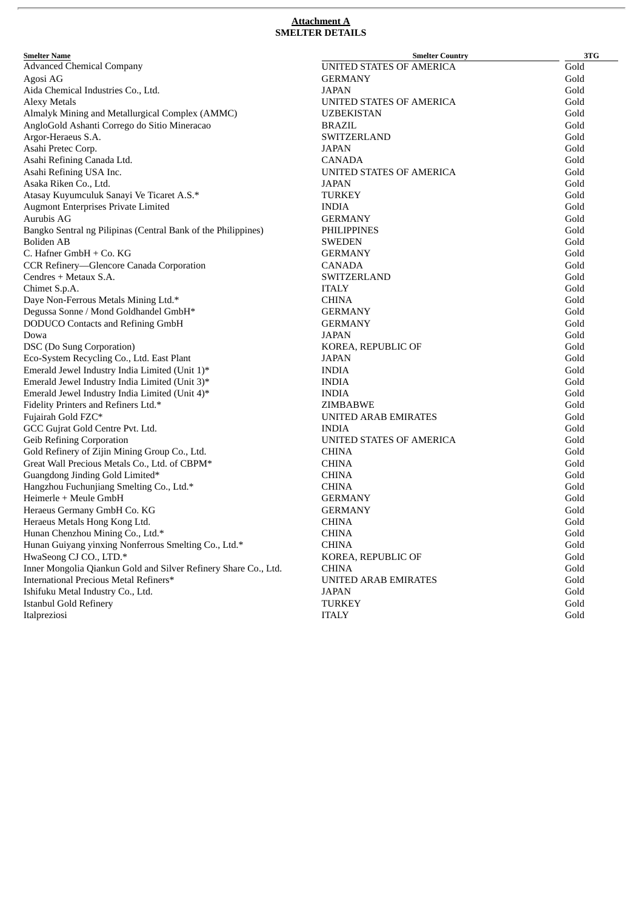**Attachment A**
**SMELTER DETAILS**

| Smelter Name | Smelter Country | 3TG |
|---|---|---|
| Advanced Chemical Company | UNITED STATES OF AMERICA | Gold |
| Agosi AG | GERMANY | Gold |
| Aida Chemical Industries Co., Ltd. | JAPAN | Gold |
| Alexy Metals | UNITED STATES OF AMERICA | Gold |
| Almalyk Mining and Metallurgical Complex (AMMC) | UZBEKISTAN | Gold |
| AngloGold Ashanti Corrego do Sitio Mineracao | BRAZIL | Gold |
| Argor-Heraeus S.A. | SWITZERLAND | Gold |
| Asahi Pretec Corp. | JAPAN | Gold |
| Asahi Refining Canada Ltd. | CANADA | Gold |
| Asahi Refining USA Inc. | UNITED STATES OF AMERICA | Gold |
| Asaka Riken Co., Ltd. | JAPAN | Gold |
| Atasay Kuyumculuk Sanayi Ve Ticaret A.S.* | TURKEY | Gold |
| Augmont Enterprises Private Limited | INDIA | Gold |
| Aurubis AG | GERMANY | Gold |
| Bangko Sentral ng Pilipinas (Central Bank of the Philippines) | PHILIPPINES | Gold |
| Boliden AB | SWEDEN | Gold |
| C. Hafner GmbH + Co. KG | GERMANY | Gold |
| CCR Refinery—Glencore Canada Corporation | CANADA | Gold |
| Cendres + Metaux S.A. | SWITZERLAND | Gold |
| Chimet S.p.A. | ITALY | Gold |
| Daye Non-Ferrous Metals Mining Ltd.* | CHINA | Gold |
| Degussa Sonne / Mond Goldhandel GmbH* | GERMANY | Gold |
| DODUCO Contacts and Refining GmbH | GERMANY | Gold |
| Dowa | JAPAN | Gold |
| DSC (Do Sung Corporation) | KOREA, REPUBLIC OF | Gold |
| Eco-System Recycling Co., Ltd. East Plant | JAPAN | Gold |
| Emerald Jewel Industry India Limited (Unit 1)* | INDIA | Gold |
| Emerald Jewel Industry India Limited (Unit 3)* | INDIA | Gold |
| Emerald Jewel Industry India Limited (Unit 4)* | INDIA | Gold |
| Fidelity Printers and Refiners Ltd.* | ZIMBABWE | Gold |
| Fujairah Gold FZC* | UNITED ARAB EMIRATES | Gold |
| GCC Gujrat Gold Centre Pvt. Ltd. | INDIA | Gold |
| Geib Refining Corporation | UNITED STATES OF AMERICA | Gold |
| Gold Refinery of Zijin Mining Group Co., Ltd. | CHINA | Gold |
| Great Wall Precious Metals Co., Ltd. of CBPM* | CHINA | Gold |
| Guangdong Jinding Gold Limited* | CHINA | Gold |
| Hangzhou Fuchunjiang Smelting Co., Ltd.* | CHINA | Gold |
| Heimerle + Meule GmbH | GERMANY | Gold |
| Heraeus Germany GmbH Co. KG | GERMANY | Gold |
| Heraeus Metals Hong Kong Ltd. | CHINA | Gold |
| Hunan Chenzhou Mining Co., Ltd.* | CHINA | Gold |
| Hunan Guiyang yinxing Nonferrous Smelting Co., Ltd.* | CHINA | Gold |
| HwaSeong CJ CO., LTD.* | KOREA, REPUBLIC OF | Gold |
| Inner Mongolia Qiankun Gold and Silver Refinery Share Co., Ltd. | CHINA | Gold |
| International Precious Metal Refiners* | UNITED ARAB EMIRATES | Gold |
| Ishifuku Metal Industry Co., Ltd. | JAPAN | Gold |
| Istanbul Gold Refinery | TURKEY | Gold |
| Italpreziosi | ITALY | Gold |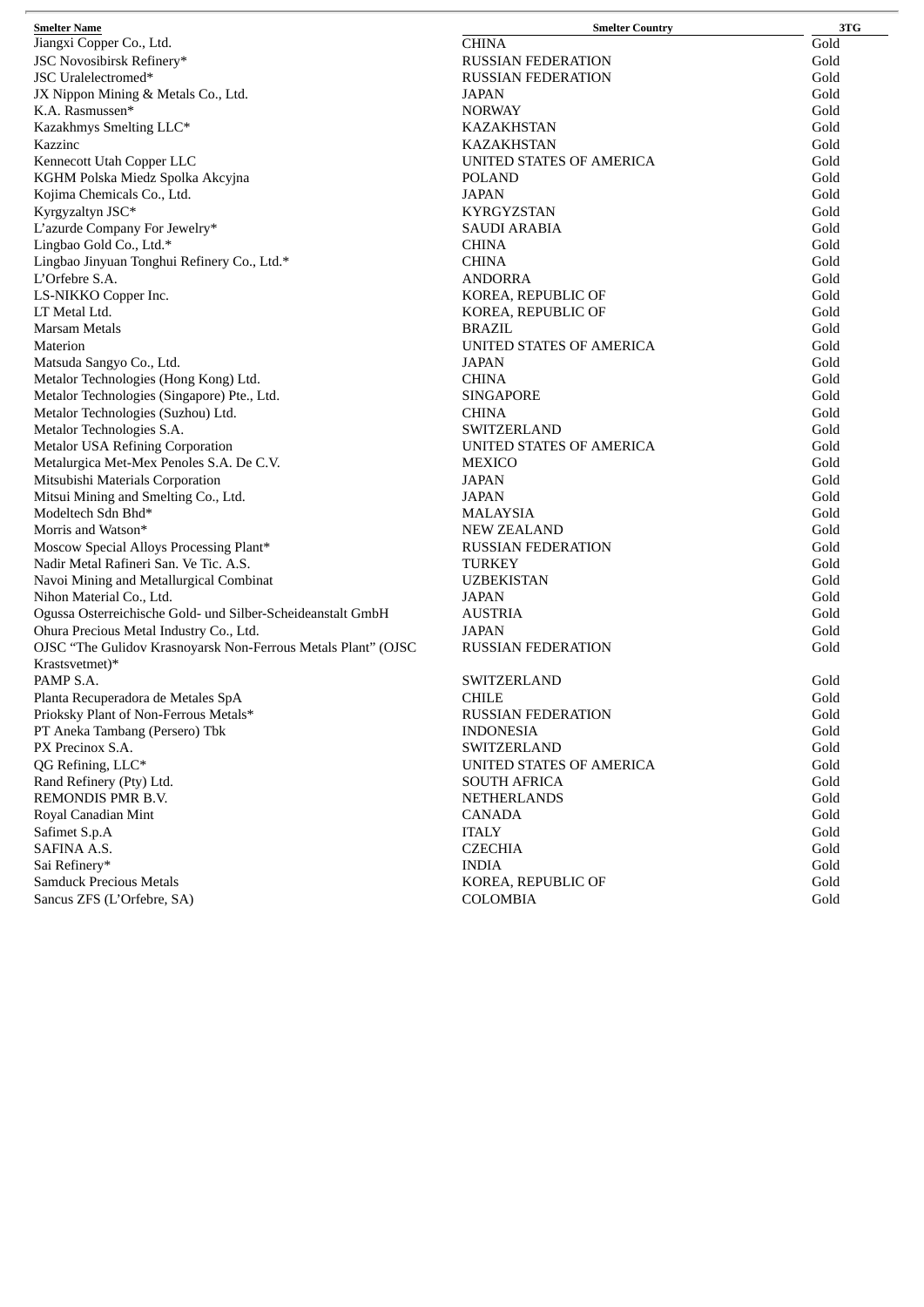| Smelter Name | Smelter Country | 3TG |
| --- | --- | --- |
| Jiangxi Copper Co., Ltd. | CHINA | Gold |
| JSC Novosibirsk Refinery* | RUSSIAN FEDERATION | Gold |
| JSC Uralelectromed* | RUSSIAN FEDERATION | Gold |
| JX Nippon Mining & Metals Co., Ltd. | JAPAN | Gold |
| K.A. Rasmussen* | NORWAY | Gold |
| Kazakhmys Smelting LLC* | KAZAKHSTAN | Gold |
| Kazzinc | KAZAKHSTAN | Gold |
| Kennecott Utah Copper LLC | UNITED STATES OF AMERICA | Gold |
| KGHM Polska Miedz Spolka Akcyjna | POLAND | Gold |
| Kojima Chemicals Co., Ltd. | JAPAN | Gold |
| Kyrgyzaltyn JSC* | KYRGYZSTAN | Gold |
| L’azurde Company For Jewelry* | SAUDI ARABIA | Gold |
| Lingbao Gold Co., Ltd.* | CHINA | Gold |
| Lingbao Jinyuan Tonghui Refinery Co., Ltd.* | CHINA | Gold |
| L’Orfebre S.A. | ANDORRA | Gold |
| LS-NIKKO Copper Inc. | KOREA, REPUBLIC OF | Gold |
| LT Metal Ltd. | KOREA, REPUBLIC OF | Gold |
| Marsam Metals | BRAZIL | Gold |
| Materion | UNITED STATES OF AMERICA | Gold |
| Matsuda Sangyo Co., Ltd. | JAPAN | Gold |
| Metalor Technologies (Hong Kong) Ltd. | CHINA | Gold |
| Metalor Technologies (Singapore) Pte., Ltd. | SINGAPORE | Gold |
| Metalor Technologies (Suzhou) Ltd. | CHINA | Gold |
| Metalor Technologies S.A. | SWITZERLAND | Gold |
| Metalor USA Refining Corporation | UNITED STATES OF AMERICA | Gold |
| Metalurgica Met-Mex Penoles S.A. De C.V. | MEXICO | Gold |
| Mitsubishi Materials Corporation | JAPAN | Gold |
| Mitsui Mining and Smelting Co., Ltd. | JAPAN | Gold |
| Modeltech Sdn Bhd* | MALAYSIA | Gold |
| Morris and Watson* | NEW ZEALAND | Gold |
| Moscow Special Alloys Processing Plant* | RUSSIAN FEDERATION | Gold |
| Nadir Metal Rafineri San. Ve Tic. A.S. | TURKEY | Gold |
| Navoi Mining and Metallurgical Combinat | UZBEKISTAN | Gold |
| Nihon Material Co., Ltd. | JAPAN | Gold |
| Ogussa Osterreichische Gold- und Silber-Scheideanstalt GmbH | AUSTRIA | Gold |
| Ohura Precious Metal Industry Co., Ltd. | JAPAN | Gold |
| OJSC “The Gulidov Krasnoyarsk Non-Ferrous Metals Plant” (OJSC Krastsvetmet)* | RUSSIAN FEDERATION | Gold |
| PAMP S.A. | SWITZERLAND | Gold |
| Planta Recuperadora de Metales SpA | CHILE | Gold |
| Prioksky Plant of Non-Ferrous Metals* | RUSSIAN FEDERATION | Gold |
| PT Aneka Tambang (Persero) Tbk | INDONESIA | Gold |
| PX Precinox S.A. | SWITZERLAND | Gold |
| QG Refining, LLC* | UNITED STATES OF AMERICA | Gold |
| Rand Refinery (Pty) Ltd. | SOUTH AFRICA | Gold |
| REMONDIS PMR B.V. | NETHERLANDS | Gold |
| Royal Canadian Mint | CANADA | Gold |
| Safimet S.p.A | ITALY | Gold |
| SAFINA A.S. | CZECHIA | Gold |
| Sai Refinery* | INDIA | Gold |
| Samduck Precious Metals | KOREA, REPUBLIC OF | Gold |
| Sancus ZFS (L’Orfebre, SA) | COLOMBIA | Gold |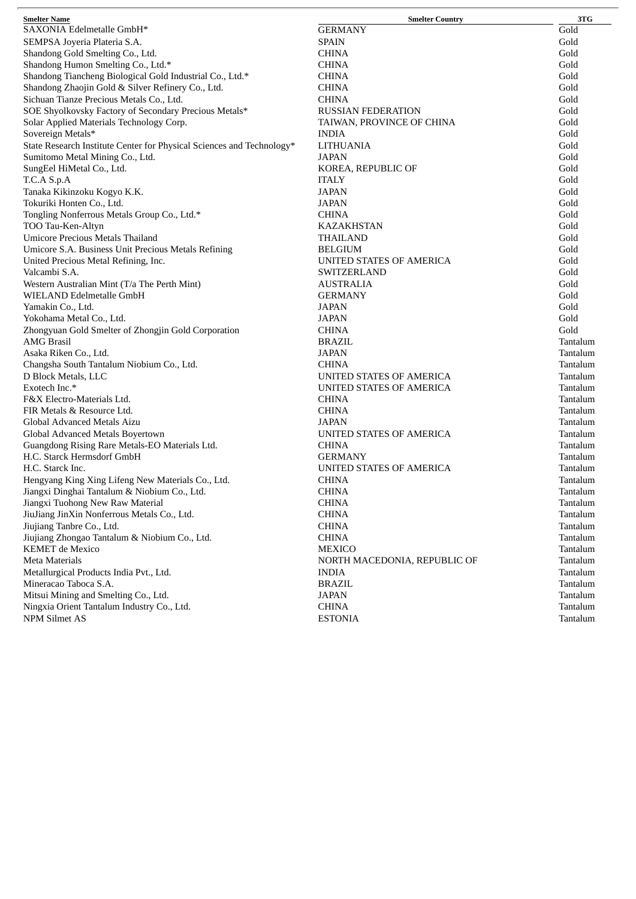| Smelter Name | Smelter Country | 3TG |
|---|---|---|
| SAXONIA Edelmetalle GmbH* | GERMANY | Gold |
| SEMPSA Joyeria Plateria S.A. | SPAIN | Gold |
| Shandong Gold Smelting Co., Ltd. | CHINA | Gold |
| Shandong Humon Smelting Co., Ltd.* | CHINA | Gold |
| Shandong Tiancheng Biological Gold Industrial Co., Ltd.* | CHINA | Gold |
| Shandong Zhaojin Gold & Silver Refinery Co., Ltd. | CHINA | Gold |
| Sichuan Tianze Precious Metals Co., Ltd. | CHINA | Gold |
| SOE Shyolkovsky Factory of Secondary Precious Metals* | RUSSIAN FEDERATION | Gold |
| Solar Applied Materials Technology Corp. | TAIWAN, PROVINCE OF CHINA | Gold |
| Sovereign Metals* | INDIA | Gold |
| State Research Institute Center for Physical Sciences and Technology* | LITHUANIA | Gold |
| Sumitomo Metal Mining Co., Ltd. | JAPAN | Gold |
| SungEel HiMetal Co., Ltd. | KOREA, REPUBLIC OF | Gold |
| T.C.A S.p.A | ITALY | Gold |
| Tanaka Kikinzoku Kogyo K.K. | JAPAN | Gold |
| Tokuriki Honten Co., Ltd. | JAPAN | Gold |
| Tongling Nonferrous Metals Group Co., Ltd.* | CHINA | Gold |
| TOO Tau-Ken-Altyn | KAZAKHSTAN | Gold |
| Umicore Precious Metals Thailand | THAILAND | Gold |
| Umicore S.A. Business Unit Precious Metals Refining | BELGIUM | Gold |
| United Precious Metal Refining, Inc. | UNITED STATES OF AMERICA | Gold |
| Valcambi S.A. | SWITZERLAND | Gold |
| Western Australian Mint (T/a The Perth Mint) | AUSTRALIA | Gold |
| WIELAND Edelmetalle GmbH | GERMANY | Gold |
| Yamakin Co., Ltd. | JAPAN | Gold |
| Yokohama Metal Co., Ltd. | JAPAN | Gold |
| Zhongyuan Gold Smelter of Zhongjin Gold Corporation | CHINA | Gold |
| AMG Brasil | BRAZIL | Tantalum |
| Asaka Riken Co., Ltd. | JAPAN | Tantalum |
| Changsha South Tantalum Niobium Co., Ltd. | CHINA | Tantalum |
| D Block Metals, LLC | UNITED STATES OF AMERICA | Tantalum |
| Exotech Inc.* | UNITED STATES OF AMERICA | Tantalum |
| F&X Electro-Materials Ltd. | CHINA | Tantalum |
| FIR Metals & Resource Ltd. | CHINA | Tantalum |
| Global Advanced Metals Aizu | JAPAN | Tantalum |
| Global Advanced Metals Boyertown | UNITED STATES OF AMERICA | Tantalum |
| Guangdong Rising Rare Metals-EO Materials Ltd. | CHINA | Tantalum |
| H.C. Starck Hermsdorf GmbH | GERMANY | Tantalum |
| H.C. Starck Inc. | UNITED STATES OF AMERICA | Tantalum |
| Hengyang King Xing Lifeng New Materials Co., Ltd. | CHINA | Tantalum |
| Jiangxi Dinghai Tantalum & Niobium Co., Ltd. | CHINA | Tantalum |
| Jiangxi Tuohong New Raw Material | CHINA | Tantalum |
| JiuJiang JinXin Nonferrous Metals Co., Ltd. | CHINA | Tantalum |
| Jiujiang Tanbre Co., Ltd. | CHINA | Tantalum |
| Jiujiang Zhongao Tantalum & Niobium Co., Ltd. | CHINA | Tantalum |
| KEMET de Mexico | MEXICO | Tantalum |
| Meta Materials | NORTH MACEDONIA, REPUBLIC OF | Tantalum |
| Metallurgical Products India Pvt., Ltd. | INDIA | Tantalum |
| Mineracao Taboca S.A. | BRAZIL | Tantalum |
| Mitsui Mining and Smelting Co., Ltd. | JAPAN | Tantalum |
| Ningxia Orient Tantalum Industry Co., Ltd. | CHINA | Tantalum |
| NPM Silmet AS | ESTONIA | Tantalum |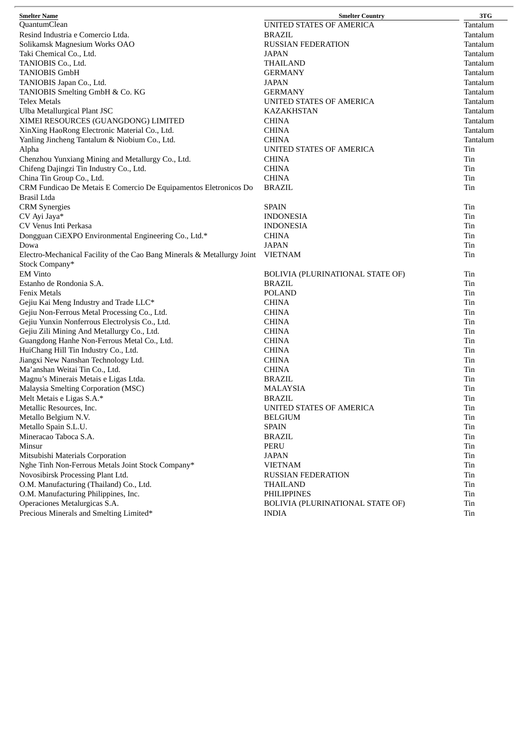| Smelter Name | Smelter Country | 3TG |
|---|---|---|
| QuantumClean | UNITED STATES OF AMERICA | Tantalum |
| Resind Industria e Comercio Ltda. | BRAZIL | Tantalum |
| Solikamsk Magnesium Works OAO | RUSSIAN FEDERATION | Tantalum |
| Taki Chemical Co., Ltd. | JAPAN | Tantalum |
| TANIOBIS Co., Ltd. | THAILAND | Tantalum |
| TANIOBIS GmbH | GERMANY | Tantalum |
| TANIOBIS Japan Co., Ltd. | JAPAN | Tantalum |
| TANIOBIS Smelting GmbH & Co. KG | GERMANY | Tantalum |
| Telex Metals | UNITED STATES OF AMERICA | Tantalum |
| Ulba Metallurgical Plant JSC | KAZAKHSTAN | Tantalum |
| XIMEI RESOURCES (GUANGDONG) LIMITED | CHINA | Tantalum |
| XinXing HaoRong Electronic Material Co., Ltd. | CHINA | Tantalum |
| Yanling Jincheng Tantalum & Niobium Co., Ltd. | CHINA | Tantalum |
| Alpha | UNITED STATES OF AMERICA | Tin |
| Chenzhou Yunxiang Mining and Metallurgy Co., Ltd. | CHINA | Tin |
| Chifeng Dajingzi Tin Industry Co., Ltd. | CHINA | Tin |
| China Tin Group Co., Ltd. | CHINA | Tin |
| CRM Fundicao De Metais E Comercio De Equipamentos Eletronicos Do Brasil Ltda | BRAZIL | Tin |
| CRM Synergies | SPAIN | Tin |
| CV Ayi Jaya* | INDONESIA | Tin |
| CV Venus Inti Perkasa | INDONESIA | Tin |
| Dongguan CiEXPO Environmental Engineering Co., Ltd.* | CHINA | Tin |
| Dowa | JAPAN | Tin |
| Electro-Mechanical Facility of the Cao Bang Minerals & Metallurgy Joint Stock Company* | VIETNAM | Tin |
| EM Vinto | BOLIVIA (PLURINATIONAL STATE OF) | Tin |
| Estanho de Rondonia S.A. | BRAZIL | Tin |
| Fenix Metals | POLAND | Tin |
| Gejiu Kai Meng Industry and Trade LLC* | CHINA | Tin |
| Gejiu Non-Ferrous Metal Processing Co., Ltd. | CHINA | Tin |
| Gejiu Yunxin Nonferrous Electrolysis Co., Ltd. | CHINA | Tin |
| Gejiu Zili Mining And Metallurgy Co., Ltd. | CHINA | Tin |
| Guangdong Hanhe Non-Ferrous Metal Co., Ltd. | CHINA | Tin |
| HuiChang Hill Tin Industry Co., Ltd. | CHINA | Tin |
| Jiangxi New Nanshan Technology Ltd. | CHINA | Tin |
| Ma'anshan Weitai Tin Co., Ltd. | CHINA | Tin |
| Magnu's Minerais Metais e Ligas Ltda. | BRAZIL | Tin |
| Malaysia Smelting Corporation (MSC) | MALAYSIA | Tin |
| Melt Metais e Ligas S.A.* | BRAZIL | Tin |
| Metallic Resources, Inc. | UNITED STATES OF AMERICA | Tin |
| Metallo Belgium N.V. | BELGIUM | Tin |
| Metallo Spain S.L.U. | SPAIN | Tin |
| Mineracao Taboca S.A. | BRAZIL | Tin |
| Minsur | PERU | Tin |
| Mitsubishi Materials Corporation | JAPAN | Tin |
| Nghe Tinh Non-Ferrous Metals Joint Stock Company* | VIETNAM | Tin |
| Novosibirsk Processing Plant Ltd. | RUSSIAN FEDERATION | Tin |
| O.M. Manufacturing (Thailand) Co., Ltd. | THAILAND | Tin |
| O.M. Manufacturing Philippines, Inc. | PHILIPPINES | Tin |
| Operaciones Metalurgicas S.A. | BOLIVIA (PLURINATIONAL STATE OF) | Tin |
| Precious Minerals and Smelting Limited* | INDIA | Tin |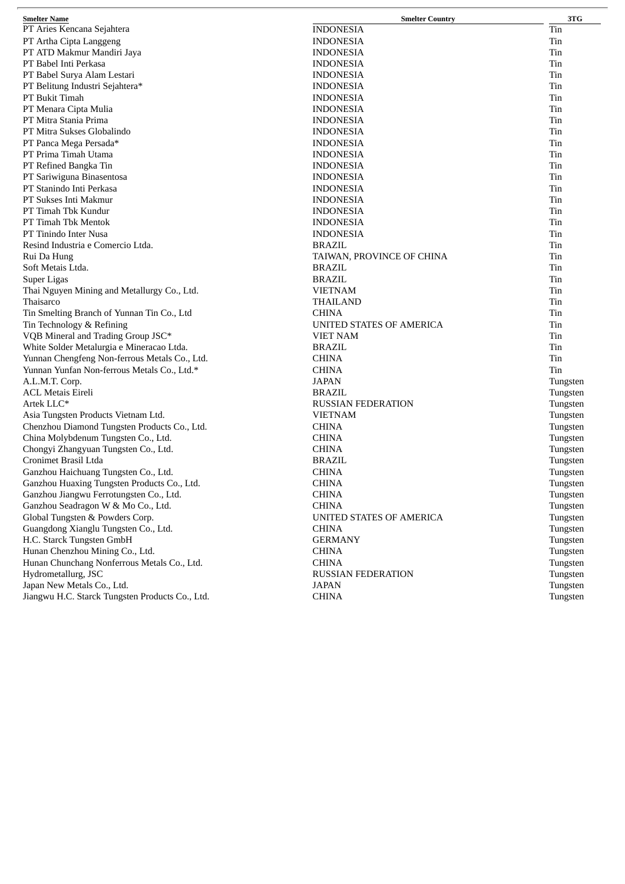| Smelter Name | Smelter Country | 3TG |
|---|---|---|
| PT Aries Kencana Sejahtera | INDONESIA | Tin |
| PT Artha Cipta Langgeng | INDONESIA | Tin |
| PT ATD Makmur Mandiri Jaya | INDONESIA | Tin |
| PT Babel Inti Perkasa | INDONESIA | Tin |
| PT Babel Surya Alam Lestari | INDONESIA | Tin |
| PT Belitung Industri Sejahtera* | INDONESIA | Tin |
| PT Bukit Timah | INDONESIA | Tin |
| PT Menara Cipta Mulia | INDONESIA | Tin |
| PT Mitra Stania Prima | INDONESIA | Tin |
| PT Mitra Sukses Globalindo | INDONESIA | Tin |
| PT Panca Mega Persada* | INDONESIA | Tin |
| PT Prima Timah Utama | INDONESIA | Tin |
| PT Refined Bangka Tin | INDONESIA | Tin |
| PT Sariwiguna Binasentosa | INDONESIA | Tin |
| PT Stanindo Inti Perkasa | INDONESIA | Tin |
| PT Sukses Inti Makmur | INDONESIA | Tin |
| PT Timah Tbk Kundur | INDONESIA | Tin |
| PT Timah Tbk Mentok | INDONESIA | Tin |
| PT Tinindo Inter Nusa | INDONESIA | Tin |
| Resind Industria e Comercio Ltda. | BRAZIL | Tin |
| Rui Da Hung | TAIWAN, PROVINCE OF CHINA | Tin |
| Soft Metais Ltda. | BRAZIL | Tin |
| Super Ligas | BRAZIL | Tin |
| Thai Nguyen Mining and Metallurgy Co., Ltd. | VIETNAM | Tin |
| Thaisarco | THAILAND | Tin |
| Tin Smelting Branch of Yunnan Tin Co., Ltd | CHINA | Tin |
| Tin Technology & Refining | UNITED STATES OF AMERICA | Tin |
| VQB Mineral and Trading Group JSC* | VIET NAM | Tin |
| White Solder Metalurgia e Mineracao Ltda. | BRAZIL | Tin |
| Yunnan Chengfeng Non-ferrous Metals Co., Ltd. | CHINA | Tin |
| Yunnan Yunfan Non-ferrous Metals Co., Ltd.* | CHINA | Tin |
| A.L.M.T. Corp. | JAPAN | Tungsten |
| ACL Metais Eireli | BRAZIL | Tungsten |
| Artek LLC* | RUSSIAN FEDERATION | Tungsten |
| Asia Tungsten Products Vietnam Ltd. | VIETNAM | Tungsten |
| Chenzhou Diamond Tungsten Products Co., Ltd. | CHINA | Tungsten |
| China Molybdenum Tungsten Co., Ltd. | CHINA | Tungsten |
| Chongyi Zhangyuan Tungsten Co., Ltd. | CHINA | Tungsten |
| Cronimet Brasil Ltda | BRAZIL | Tungsten |
| Ganzhou Haichuang Tungsten Co., Ltd. | CHINA | Tungsten |
| Ganzhou Huaxing Tungsten Products Co., Ltd. | CHINA | Tungsten |
| Ganzhou Jiangwu Ferrotungsten Co., Ltd. | CHINA | Tungsten |
| Ganzhou Seadragon W & Mo Co., Ltd. | CHINA | Tungsten |
| Global Tungsten & Powders Corp. | UNITED STATES OF AMERICA | Tungsten |
| Guangdong Xianglu Tungsten Co., Ltd. | CHINA | Tungsten |
| H.C. Starck Tungsten GmbH | GERMANY | Tungsten |
| Hunan Chenzhou Mining Co., Ltd. | CHINA | Tungsten |
| Hunan Chunchang Nonferrous Metals Co., Ltd. | CHINA | Tungsten |
| Hydrometallurg, JSC | RUSSIAN FEDERATION | Tungsten |
| Japan New Metals Co., Ltd. | JAPAN | Tungsten |
| Jiangwu H.C. Starck Tungsten Products Co., Ltd. | CHINA | Tungsten |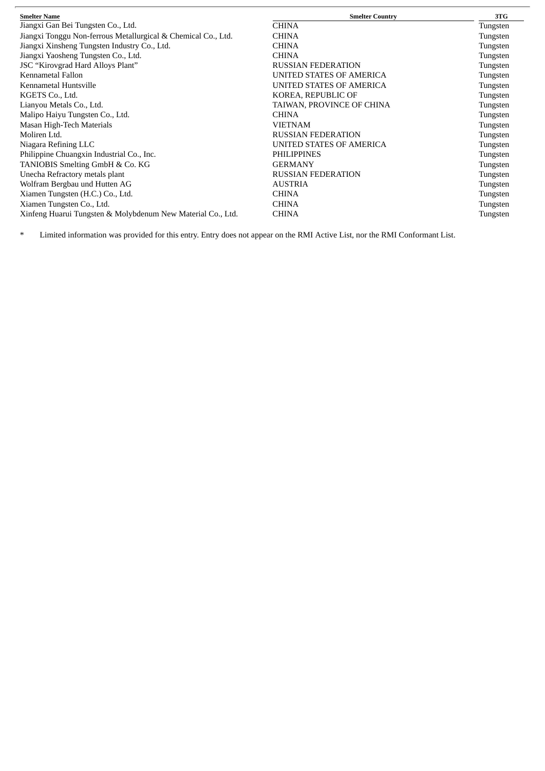| Smelter Name | Smelter Country | 3TG |
| --- | --- | --- |
| Jiangxi Gan Bei Tungsten Co., Ltd. | CHINA | Tungsten |
| Jiangxi Tonggu Non-ferrous Metallurgical & Chemical Co., Ltd. | CHINA | Tungsten |
| Jiangxi Xinsheng Tungsten Industry Co., Ltd. | CHINA | Tungsten |
| Jiangxi Yaosheng Tungsten Co., Ltd. | CHINA | Tungsten |
| JSC “Kirovgrad Hard Alloys Plant” | RUSSIAN FEDERATION | Tungsten |
| Kennametal Fallon | UNITED STATES OF AMERICA | Tungsten |
| Kennametal Huntsville | UNITED STATES OF AMERICA | Tungsten |
| KGETS Co., Ltd. | KOREA, REPUBLIC OF | Tungsten |
| Lianyou Metals Co., Ltd. | TAIWAN, PROVINCE OF CHINA | Tungsten |
| Malipo Haiyu Tungsten Co., Ltd. | CHINA | Tungsten |
| Masan High-Tech Materials | VIETNAM | Tungsten |
| Moliren Ltd. | RUSSIAN FEDERATION | Tungsten |
| Niagara Refining LLC | UNITED STATES OF AMERICA | Tungsten |
| Philippine Chuangxin Industrial Co., Inc. | PHILIPPINES | Tungsten |
| TANIOBIS Smelting GmbH & Co. KG | GERMANY | Tungsten |
| Unecha Refractory metals plant | RUSSIAN FEDERATION | Tungsten |
| Wolfram Bergbau und Hutten AG | AUSTRIA | Tungsten |
| Xiamen Tungsten (H.C.) Co., Ltd. | CHINA | Tungsten |
| Xiamen Tungsten Co., Ltd. | CHINA | Tungsten |
| Xinfeng Huarui Tungsten & Molybdenum New Material Co., Ltd. | CHINA | Tungsten |

\* Limited information was provided for this entry. Entry does not appear on the RMI Active List, nor the RMI Conformant List.